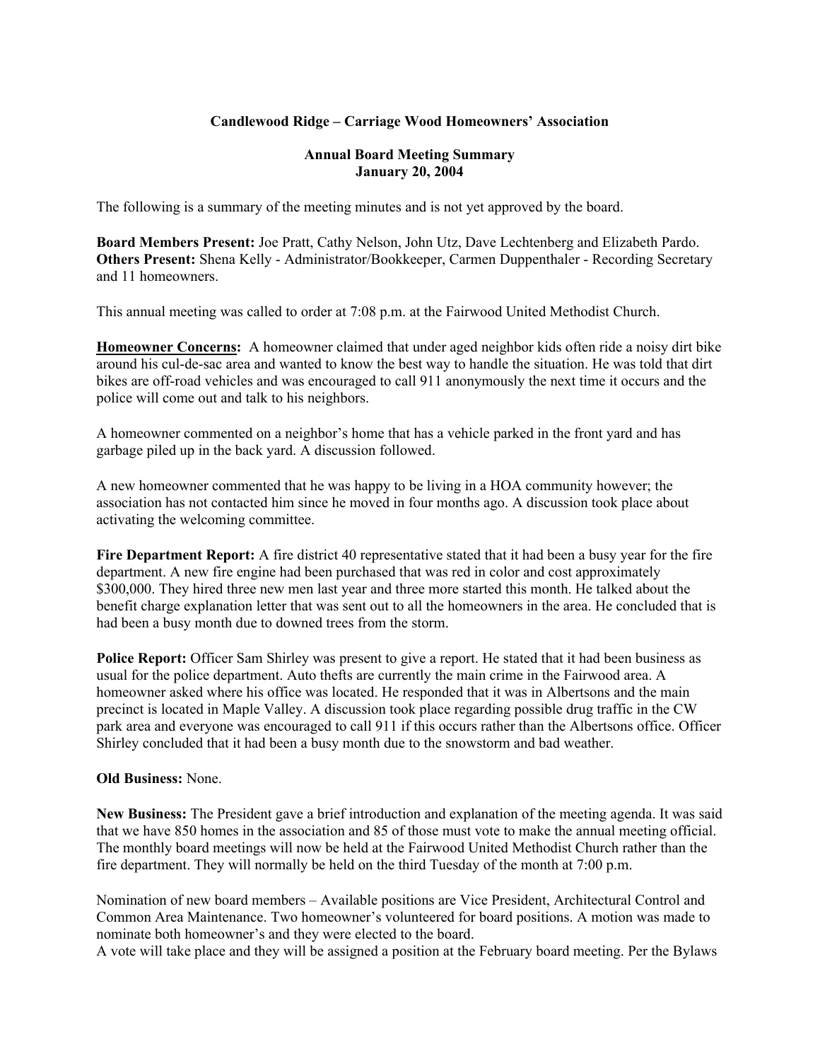**Candlewood Ridge – Carriage Wood Homeowners' Association**

**Annual Board Meeting Summary**
**January 20, 2004**

The following is a summary of the meeting minutes and is not yet approved by the board.

**Board Members Present:** Joe Pratt, Cathy Nelson, John Utz, Dave Lechtenberg and Elizabeth Pardo.
**Others Present:** Shena Kelly - Administrator/Bookkeeper, Carmen Duppenthaler - Recording Secretary and 11 homeowners.

This annual meeting was called to order at 7:08 p.m. at the Fairwood United Methodist Church.

**Homeowner Concerns:** A homeowner claimed that under aged neighbor kids often ride a noisy dirt bike around his cul-de-sac area and wanted to know the best way to handle the situation. He was told that dirt bikes are off-road vehicles and was encouraged to call 911 anonymously the next time it occurs and the police will come out and talk to his neighbors.

A homeowner commented on a neighbor's home that has a vehicle parked in the front yard and has garbage piled up in the back yard. A discussion followed.

A new homeowner commented that he was happy to be living in a HOA community however; the association has not contacted him since he moved in four months ago. A discussion took place about activating the welcoming committee.

**Fire Department Report:** A fire district 40 representative stated that it had been a busy year for the fire department. A new fire engine had been purchased that was red in color and cost approximately $300,000. They hired three new men last year and three more started this month. He talked about the benefit charge explanation letter that was sent out to all the homeowners in the area. He concluded that is had been a busy month due to downed trees from the storm.

**Police Report:** Officer Sam Shirley was present to give a report. He stated that it had been business as usual for the police department. Auto thefts are currently the main crime in the Fairwood area. A homeowner asked where his office was located. He responded that it was in Albertsons and the main precinct is located in Maple Valley. A discussion took place regarding possible drug traffic in the CW park area and everyone was encouraged to call 911 if this occurs rather than the Albertsons office. Officer Shirley concluded that it had been a busy month due to the snowstorm and bad weather.

**Old Business:** None.

**New Business:** The President gave a brief introduction and explanation of the meeting agenda. It was said that we have 850 homes in the association and 85 of those must vote to make the annual meeting official. The monthly board meetings will now be held at the Fairwood United Methodist Church rather than the fire department. They will normally be held on the third Tuesday of the month at 7:00 p.m.

Nomination of new board members – Available positions are Vice President, Architectural Control and Common Area Maintenance. Two homeowner's volunteered for board positions. A motion was made to nominate both homeowner's and they were elected to the board.
A vote will take place and they will be assigned a position at the February board meeting. Per the Bylaws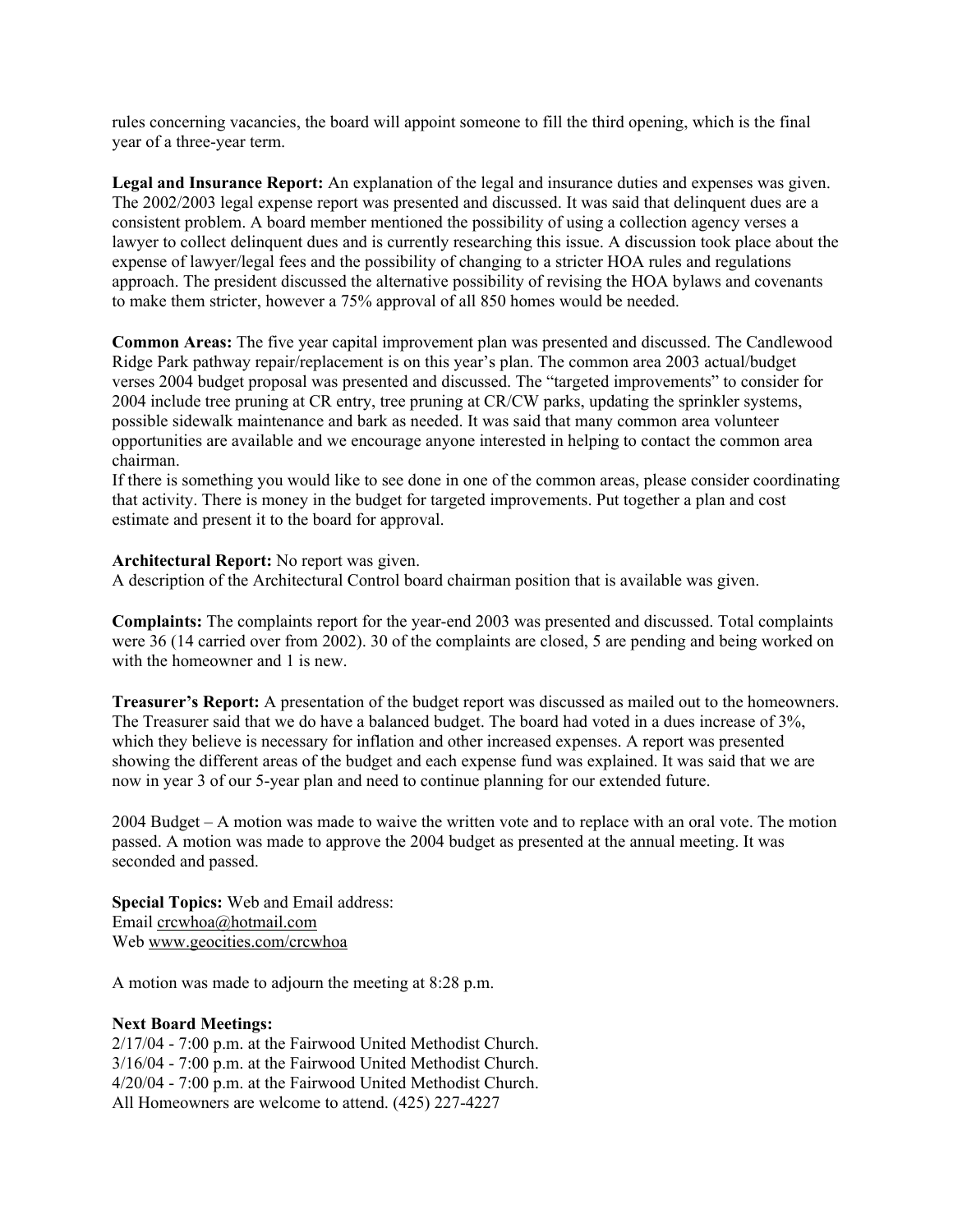rules concerning vacancies, the board will appoint someone to fill the third opening, which is the final year of a three-year term.

**Legal and Insurance Report:** An explanation of the legal and insurance duties and expenses was given. The 2002/2003 legal expense report was presented and discussed. It was said that delinquent dues are a consistent problem. A board member mentioned the possibility of using a collection agency verses a lawyer to collect delinquent dues and is currently researching this issue. A discussion took place about the expense of lawyer/legal fees and the possibility of changing to a stricter HOA rules and regulations approach. The president discussed the alternative possibility of revising the HOA bylaws and covenants to make them stricter, however a 75% approval of all 850 homes would be needed.

**Common Areas:** The five year capital improvement plan was presented and discussed. The Candlewood Ridge Park pathway repair/replacement is on this year's plan. The common area 2003 actual/budget verses 2004 budget proposal was presented and discussed. The "targeted improvements" to consider for 2004 include tree pruning at CR entry, tree pruning at CR/CW parks, updating the sprinkler systems, possible sidewalk maintenance and bark as needed. It was said that many common area volunteer opportunities are available and we encourage anyone interested in helping to contact the common area chairman.
If there is something you would like to see done in one of the common areas, please consider coordinating that activity. There is money in the budget for targeted improvements. Put together a plan and cost estimate and present it to the board for approval.

**Architectural Report:** No report was given.
A description of the Architectural Control board chairman position that is available was given.

**Complaints:** The complaints report for the year-end 2003 was presented and discussed. Total complaints were 36 (14 carried over from 2002). 30 of the complaints are closed, 5 are pending and being worked on with the homeowner and 1 is new.

**Treasurer's Report:** A presentation of the budget report was discussed as mailed out to the homeowners. The Treasurer said that we do have a balanced budget. The board had voted in a dues increase of 3%, which they believe is necessary for inflation and other increased expenses. A report was presented showing the different areas of the budget and each expense fund was explained. It was said that we are now in year 3 of our 5-year plan and need to continue planning for our extended future.

2004 Budget – A motion was made to waive the written vote and to replace with an oral vote. The motion passed. A motion was made to approve the 2004 budget as presented at the annual meeting. It was seconded and passed.

**Special Topics:** Web and Email address:
Email crcwhoa@hotmail.com
Web www.geocities.com/crcwhoa

A motion was made to adjourn the meeting at 8:28 p.m.

**Next Board Meetings:**
2/17/04 - 7:00 p.m. at the Fairwood United Methodist Church.
3/16/04 - 7:00 p.m. at the Fairwood United Methodist Church.
4/20/04 - 7:00 p.m. at the Fairwood United Methodist Church.
All Homeowners are welcome to attend. (425) 227-4227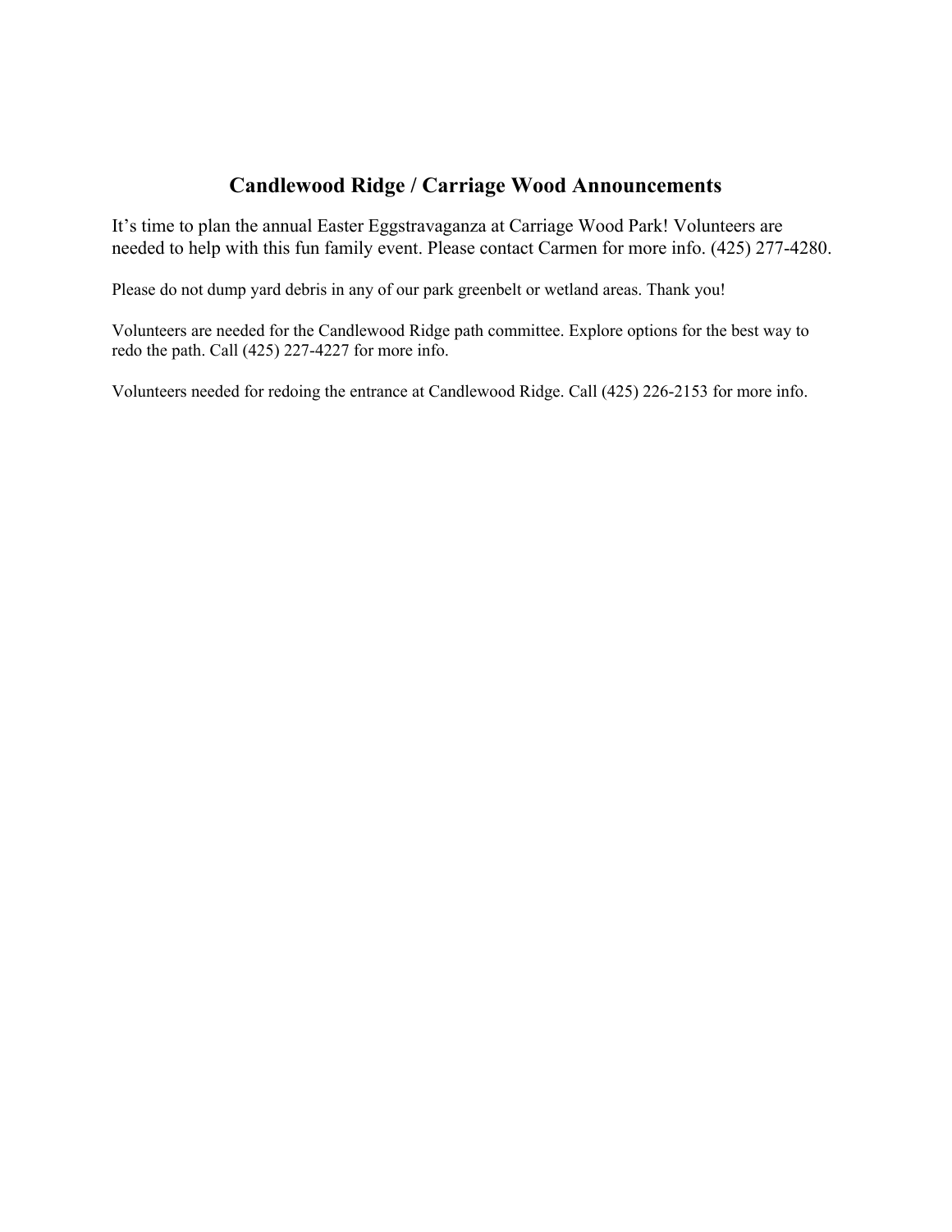## Candlewood Ridge / Carriage Wood Announcements

It's time to plan the annual Easter Eggstravaganza at Carriage Wood Park! Volunteers are needed to help with this fun family event. Please contact Carmen for more info. (425) 277-4280.

Please do not dump yard debris in any of our park greenbelt or wetland areas. Thank you!

Volunteers are needed for the Candlewood Ridge path committee. Explore options for the best way to redo the path. Call (425) 227-4227 for more info.

Volunteers needed for redoing the entrance at Candlewood Ridge. Call (425) 226-2153 for more info.